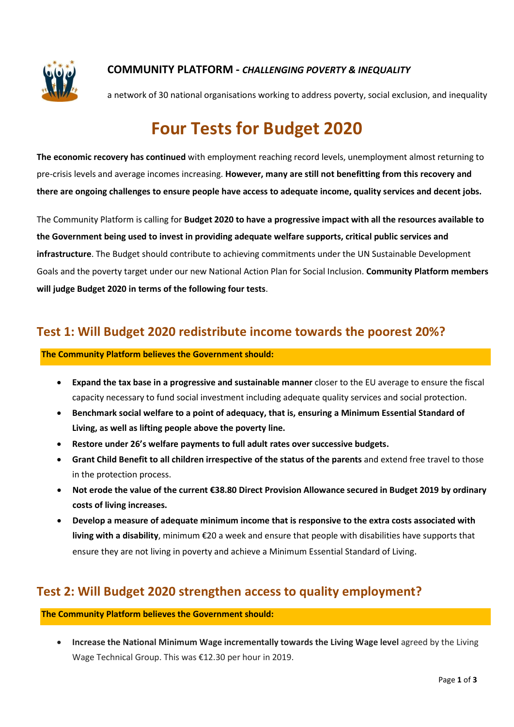**COMMUNITY PLATFORM -** ***CHALLENGING POVERTY & INEQUALITY***

a network of 30 national organisations working to address poverty, social exclusion, and inequality

# Four Tests for Budget 2020

**The economic recovery has continued** with employment reaching record levels, unemployment almost returning to pre-crisis levels and average incomes increasing. **However, many are still not benefitting from this recovery and there are ongoing challenges to ensure people have access to adequate income, quality services and decent jobs.**

The Community Platform is calling for **Budget 2020 to have a progressive impact with all the resources available to the Government being used to invest in providing adequate welfare supports, critical public services and infrastructure**. The Budget should contribute to achieving commitments under the UN Sustainable Development Goals and the poverty target under our new National Action Plan for Social Inclusion. **Community Platform members will judge Budget 2020 in terms of the following four tests**.

## Test 1: Will Budget 2020 redistribute income towards the poorest 20%?

**The Community Platform believes the Government should:**

- **Expand the tax base in a progressive and sustainable manner** closer to the EU average to ensure the fiscal capacity necessary to fund social investment including adequate quality services and social protection.
- **Benchmark social welfare to a point of adequacy, that is, ensuring a Minimum Essential Standard of Living, as well as lifting people above the poverty line.**
- **Restore under 26's welfare payments to full adult rates over successive budgets.**
- **Grant Child Benefit to all children irrespective of the status of the parents** and extend free travel to those in the protection process.
- **Not erode the value of the current €38.80 Direct Provision Allowance secured in Budget 2019 by ordinary costs of living increases.**
- **Develop a measure of adequate minimum income that is responsive to the extra costs associated with living with a disability**, minimum €20 a week and ensure that people with disabilities have supports that ensure they are not living in poverty and achieve a Minimum Essential Standard of Living.

## Test 2: Will Budget 2020 strengthen access to quality employment?

**The Community Platform believes the Government should:**

- **Increase the National Minimum Wage incrementally towards the Living Wage level** agreed by the Living Wage Technical Group. This was €12.30 per hour in 2019.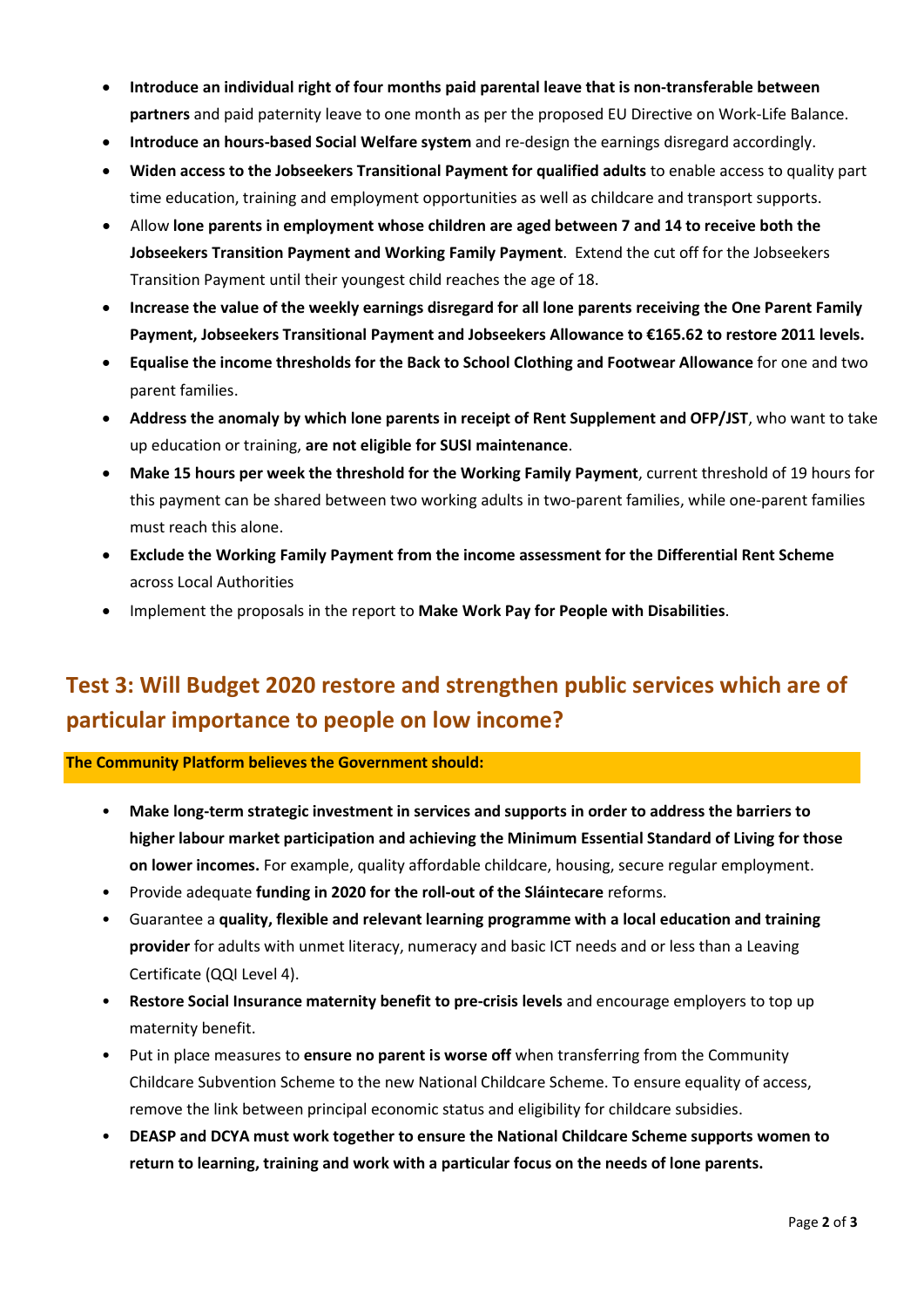- **Introduce an individual right of four months paid parental leave that is non-transferable between partners** and paid paternity leave to one month as per the proposed EU Directive on Work-Life Balance.
- **Introduce an hours-based Social Welfare system** and re-design the earnings disregard accordingly.
- **Widen access to the Jobseekers Transitional Payment for qualified adults** to enable access to quality part time education, training and employment opportunities as well as childcare and transport supports.
- Allow **lone parents in employment whose children are aged between 7 and 14 to receive both the Jobseekers Transition Payment and Working Family Payment**. Extend the cut off for the Jobseekers Transition Payment until their youngest child reaches the age of 18.
- **Increase the value of the weekly earnings disregard for all lone parents receiving the One Parent Family Payment, Jobseekers Transitional Payment and Jobseekers Allowance to €165.62 to restore 2011 levels.**
- **Equalise the income thresholds for the Back to School Clothing and Footwear Allowance** for one and two parent families.
- **Address the anomaly by which lone parents in receipt of Rent Supplement and OFP/JST**, who want to take up education or training, **are not eligible for SUSI maintenance**.
- **Make 15 hours per week the threshold for the Working Family Payment**, current threshold of 19 hours for this payment can be shared between two working adults in two-parent families, while one-parent families must reach this alone.
- **Exclude the Working Family Payment from the income assessment for the Differential Rent Scheme** across Local Authorities
- Implement the proposals in the report to **Make Work Pay for People with Disabilities**.

## Test 3: Will Budget 2020 restore and strengthen public services which are of particular importance to people on low income?

**The Community Platform believes the Government should:**

- **Make long-term strategic investment in services and supports in order to address the barriers to higher labour market participation and achieving the Minimum Essential Standard of Living for those on lower incomes.** For example, quality affordable childcare, housing, secure regular employment.
- Provide adequate **funding in 2020 for the roll-out of the Sláintecare** reforms.
- Guarantee a **quality, flexible and relevant learning programme with a local education and training provider** for adults with unmet literacy, numeracy and basic ICT needs and or less than a Leaving Certificate (QQI Level 4).
- **Restore Social Insurance maternity benefit to pre-crisis levels** and encourage employers to top up maternity benefit.
- Put in place measures to **ensure no parent is worse off** when transferring from the Community Childcare Subvention Scheme to the new National Childcare Scheme. To ensure equality of access, remove the link between principal economic status and eligibility for childcare subsidies.
- **DEASP and DCYA must work together to ensure the National Childcare Scheme supports women to return to learning, training and work with a particular focus on the needs of lone parents.**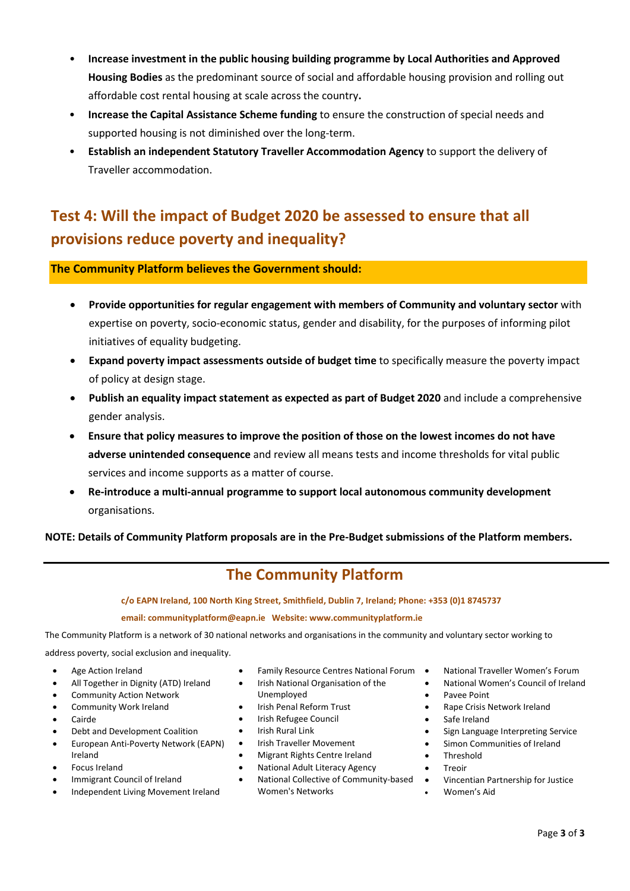- **Increase investment in the public housing building programme by Local Authorities and Approved Housing Bodies** as the predominant source of social and affordable housing provision and rolling out affordable cost rental housing at scale across the country**.**
- **Increase the Capital Assistance Scheme funding** to ensure the construction of special needs and supported housing is not diminished over the long-term.
- **Establish an independent Statutory Traveller Accommodation Agency** to support the delivery of Traveller accommodation.

## Test 4: Will the impact of Budget 2020 be assessed to ensure that all provisions reduce poverty and inequality?

**The Community Platform believes the Government should:**

- **Provide opportunities for regular engagement with members of Community and voluntary sector** with expertise on poverty, socio-economic status, gender and disability, for the purposes of informing pilot initiatives of equality budgeting.
- **Expand poverty impact assessments outside of budget time** to specifically measure the poverty impact of policy at design stage.
- **Publish an equality impact statement as expected as part of Budget 2020** and include a comprehensive gender analysis.
- **Ensure that policy measures to improve the position of those on the lowest incomes do not have adverse unintended consequence** and review all means tests and income thresholds for vital public services and income supports as a matter of course.
- **Re-introduce a multi-annual programme to support local autonomous community development** organisations.

**NOTE: Details of Community Platform proposals are in the Pre-Budget submissions of the Platform members.**

## The Community Platform

**c/o EAPN Ireland, 100 North King Street, Smithfield, Dublin 7, Ireland; Phone: +353 (0)1 8745737**

**email: communityplatform@eapn.ie Website: www.communityplatform.ie**

The Community Platform is a network of 30 national networks and organisations in the community and voluntary sector working to address poverty, social exclusion and inequality.

- Age Action Ireland
- All Together in Dignity (ATD) Ireland
- Community Action Network
- Community Work Ireland
- Cairde
- Debt and Development Coalition
- European Anti-Poverty Network (EAPN) Ireland
- Focus Ireland
- Immigrant Council of Ireland
- Independent Living Movement Ireland
- Family Resource Centres National Forum
- Irish National Organisation of the Unemployed
- Irish Penal Reform Trust
- Irish Refugee Council
- Irish Rural Link
- Irish Traveller Movement
- Migrant Rights Centre Ireland
- National Adult Literacy Agency
- National Collective of Community-based Women's Networks
- National Traveller Women's Forum
- National Women's Council of Ireland
- Pavee Point
- Rape Crisis Network Ireland
- Safe Ireland
- Sign Language Interpreting Service
- Simon Communities of Ireland
- Threshold
- Treoir
- Vincentian Partnership for Justice
- Women's Aid